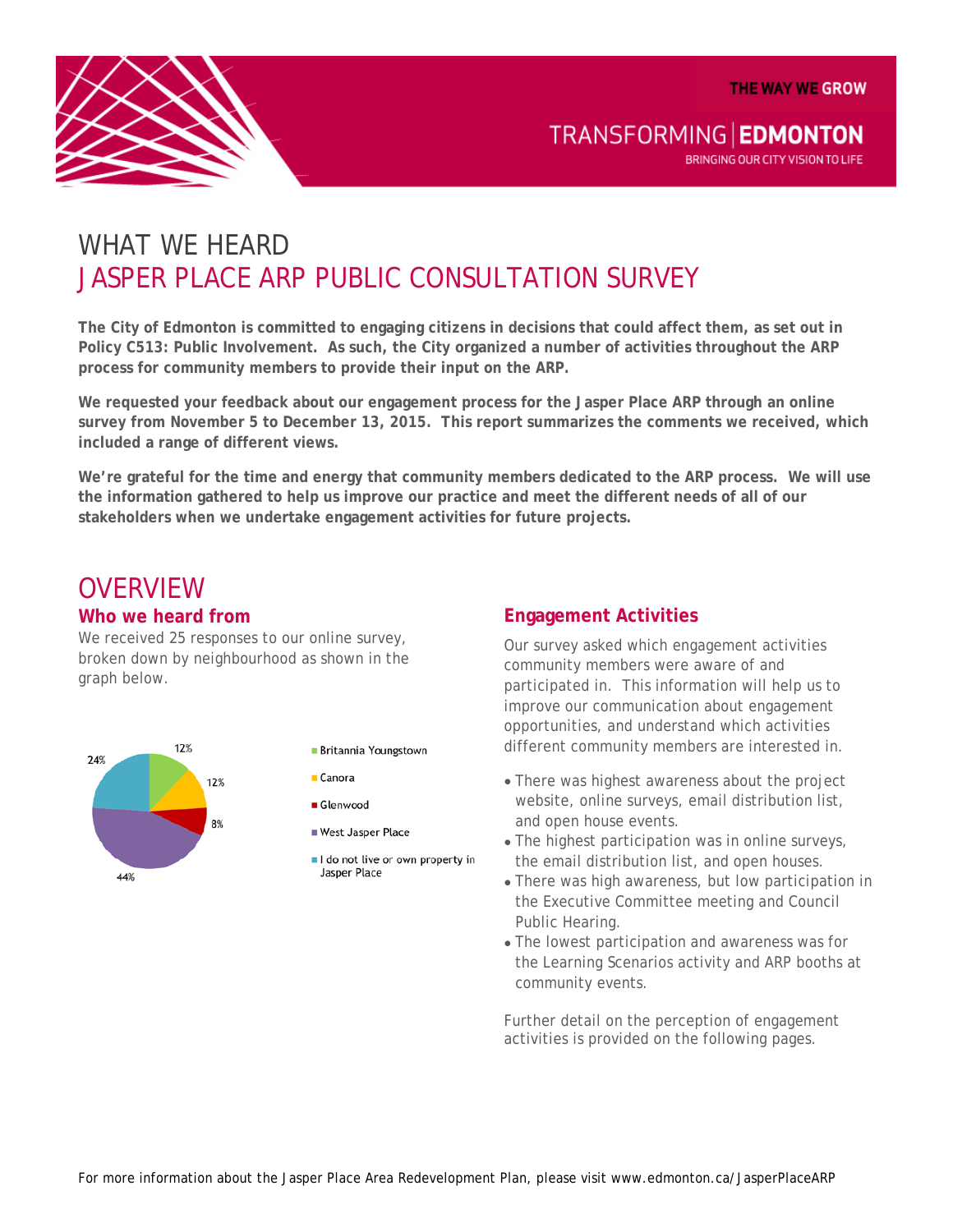# WHAT WE HEARD
# JASPER PLACE ARP PUBLIC CONSULTATION SURVEY

**The City of Edmonton is committed to engaging citizens in decisions that could affect them, as set out in Policy C513: Public Involvement. As such, the City organized a number of activities throughout the ARP process for community members to provide their input on the ARP.**

**We requested your feedback about our engagement process for the Jasper Place ARP through an online survey from November 5 to December 13, 2015. This report summarizes the comments we received, which included a range of different views.**

**We're grateful for the time and energy that community members dedicated to the ARP process. We will use the information gathered to help us improve our practice and meet the different needs of all of our stakeholders when we undertake engagement activities for future projects.**

## OVERVIEW

### Who we heard from

We received 25 responses to our online survey, broken down by neighbourhood as shown in the graph below.

| Neighbourhood | Percentage |
|---|---|
| Britannia Youngstown | 12% |
| Canora | 12% |
| Glenwood | 8% |
| West Jasper Place | 44% |
| I do not live or own property in Jasper Place | 24% |

### Engagement Activities

Our survey asked which engagement activities community members were aware of and participated in. This information will help us to improve our communication about engagement opportunities, and understand which activities different community members are interested in.

- There was highest awareness about the project website, online surveys, email distribution list, and open house events.
- The highest participation was in online surveys, the email distribution list, and open houses.
- There was high awareness, but low participation in the Executive Committee meeting and Council Public Hearing.
- The lowest participation and awareness was for the Learning Scenarios activity and ARP booths at community events.

Further detail on the perception of engagement activities is provided on the following pages.

For more information about the Jasper Place Area Redevelopment Plan, please visit www.edmonton.ca/JasperPlaceARP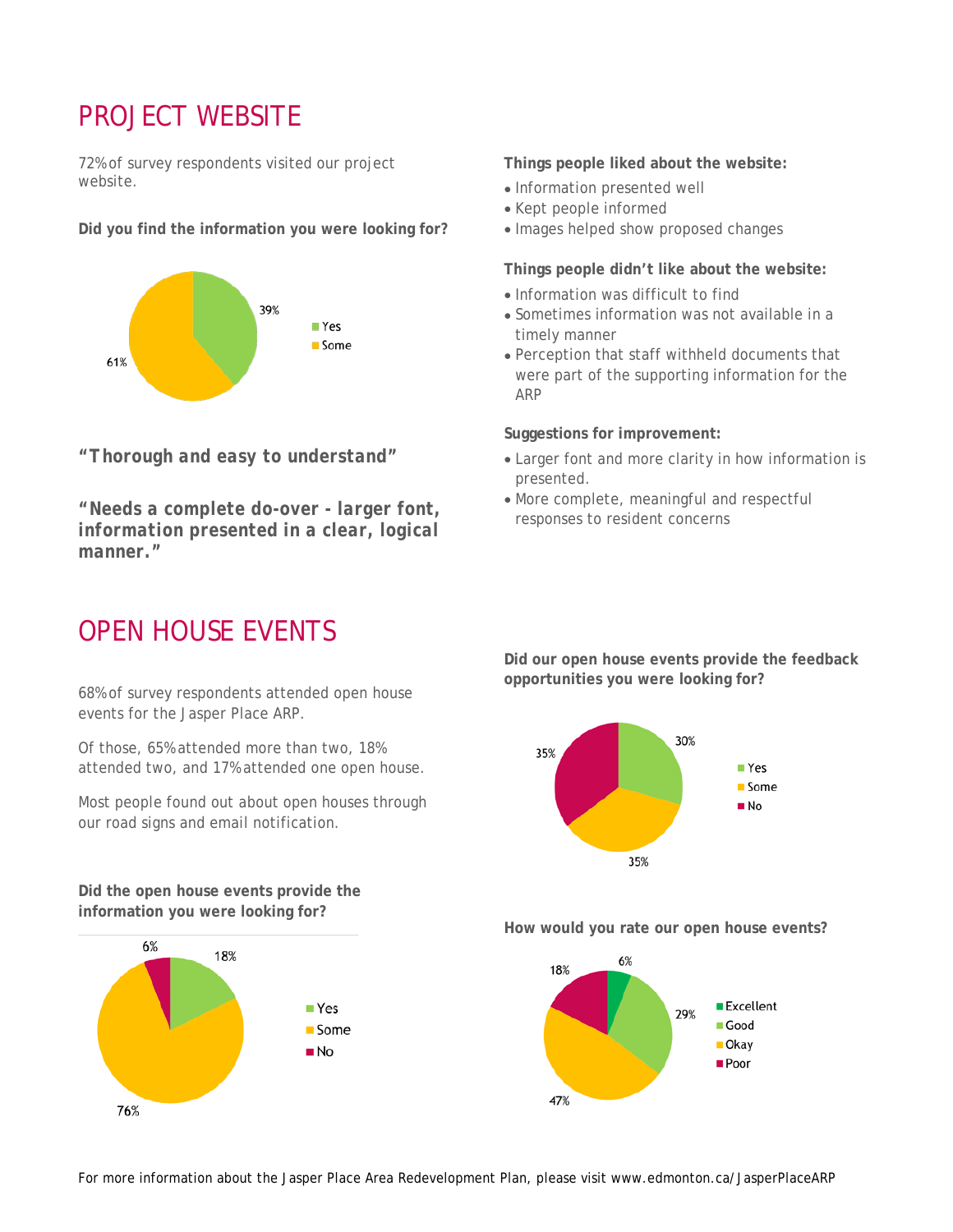# PROJECT WEBSITE

72% of survey respondents visited our project website.

**Did you find the information you were looking for?**

| Response | Percentage |
| --- | --- |
| Yes | 39% |
| Some | 61% |

***"Thorough and easy to understand"***

***"Needs a complete do-over - larger font, information presented in a clear, logical manner."***

**Things people liked about the website:**

- Information presented well
- Kept people informed
- Images helped show proposed changes

**Things people didn't like about the website:**

- Information was difficult to find
- Sometimes information was not available in a timely manner
- Perception that staff withheld documents that were part of the supporting information for the ARP

**Suggestions for improvement:**

- Larger font and more clarity in how information is presented.
- More complete, meaningful and respectful responses to resident concerns

# OPEN HOUSE EVENTS

68% of survey respondents attended open house events for the Jasper Place ARP.

Of those, 65% attended more than two, 18% attended two, and 17% attended one open house.

Most people found out about open houses through our road signs and email notification.

**Did the open house events provide the information you were looking for?**

| Response | Percentage |
| --- | --- |
| Yes | 18% |
| Some | 76% |
| No | 6% |

**Did our open house events provide the feedback opportunities you were looking for?**

| Response | Percentage |
| --- | --- |
| Yes | 30% |
| Some | 35% |
| No | 35% |

**How would you rate our open house events?**

| Response | Percentage |
| --- | --- |
| Excellent | 6% |
| Good | 29% |
| Okay | 47% |
| Poor | 18% |

For more information about the Jasper Place Area Redevelopment Plan, please visit www.edmonton.ca/JasperPlaceARP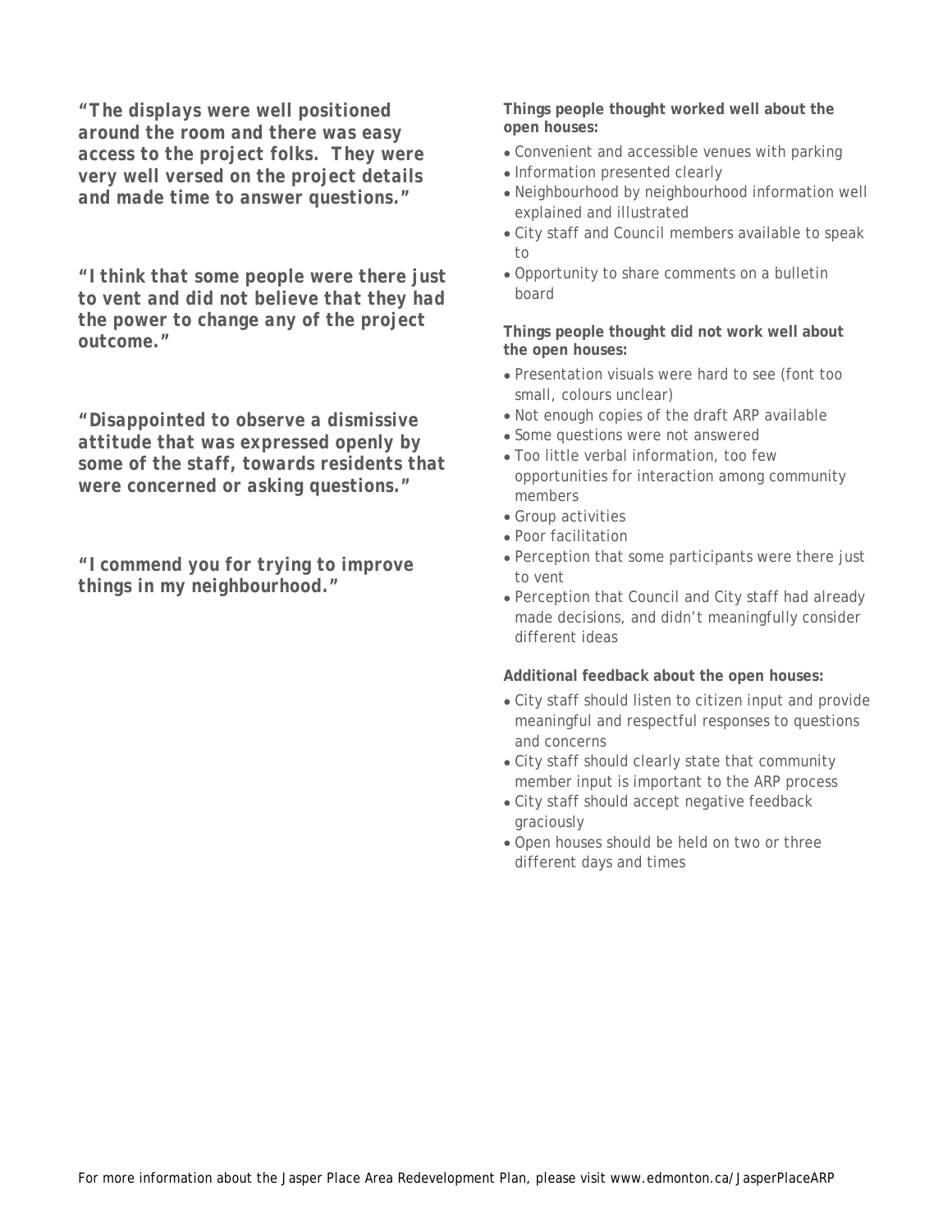***"The displays were well positioned around the room and there was easy access to the project folks. They were very well versed on the project details and made time to answer questions."***

***"I think that some people were there just to vent and did not believe that they had the power to change any of the project outcome."***

***"Disappointed to observe a dismissive attitude that was expressed openly by some of the staff, towards residents that were concerned or asking questions."***

***"I commend you for trying to improve things in my neighbourhood."***

**Things people thought worked well about the open houses:**

- Convenient and accessible venues with parking
- Information presented clearly
- Neighbourhood by neighbourhood information well explained and illustrated
- City staff and Council members available to speak to
- Opportunity to share comments on a bulletin board

**Things people thought did not work well about the open houses:**

- Presentation visuals were hard to see (font too small, colours unclear)
- Not enough copies of the draft ARP available
- Some questions were not answered
- Too little verbal information, too few opportunities for interaction among community members
- Group activities
- Poor facilitation
- Perception that some participants were there just to vent
- Perception that Council and City staff had already made decisions, and didn't meaningfully consider different ideas

**Additional feedback about the open houses:**

- City staff should listen to citizen input and provide meaningful and respectful responses to questions and concerns
- City staff should clearly state that community member input is important to the ARP process
- City staff should accept negative feedback graciously
- Open houses should be held on two or three different days and times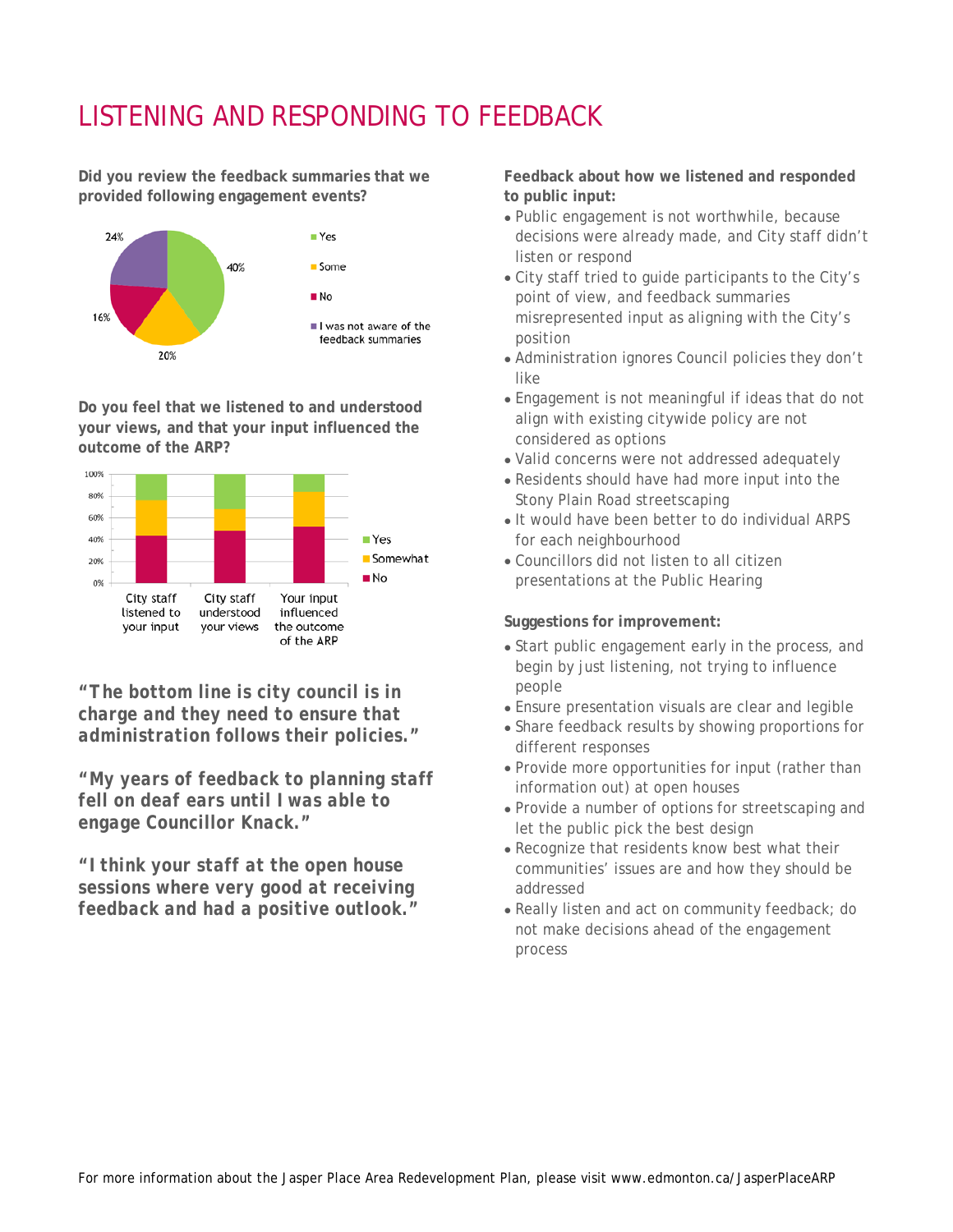# LISTENING AND RESPONDING TO FEEDBACK

**Did you review the feedback summaries that we provided following engagement events?**

- Yes: 40%
- Some: 20%
- No: 16%
- I was not aware of the feedback summaries: 24%

**Do you feel that we listened to and understood your views, and that your input influenced the outcome of the ARP?**

| | City staff listened to your input | City staff understood your views | Your input influenced the outcome of the ARP |
|---|---|---|---|
| Yes | | | |
| Somewhat | | | |
| No | | | |

**"The bottom line is city council is in charge and they need to ensure that administration follows their policies."**

**"My years of feedback to planning staff fell on deaf ears until I was able to engage Councillor Knack."**

**"I think your staff at the open house sessions where very good at receiving feedback and had a positive outlook."**

**Feedback about how we listened and responded to public input:**

- Public engagement is not worthwhile, because decisions were already made, and City staff didn't listen or respond
- City staff tried to guide participants to the City's point of view, and feedback summaries misrepresented input as aligning with the City's position
- Administration ignores Council policies they don't like
- Engagement is not meaningful if ideas that do not align with existing citywide policy are not considered as options
- Valid concerns were not addressed adequately
- Residents should have had more input into the Stony Plain Road streetscaping
- It would have been better to do individual ARPS for each neighbourhood
- Councillors did not listen to all citizen presentations at the Public Hearing

**Suggestions for improvement:**

- Start public engagement early in the process, and begin by just listening, not trying to influence people
- Ensure presentation visuals are clear and legible
- Share feedback results by showing proportions for different responses
- Provide more opportunities for input (rather than information out) at open houses
- Provide a number of options for streetscaping and let the public pick the best design
- Recognize that residents know best what their communities' issues are and how they should be addressed
- Really listen and act on community feedback; do not make decisions ahead of the engagement process

For more information about the Jasper Place Area Redevelopment Plan, please visit www.edmonton.ca/JasperPlaceARP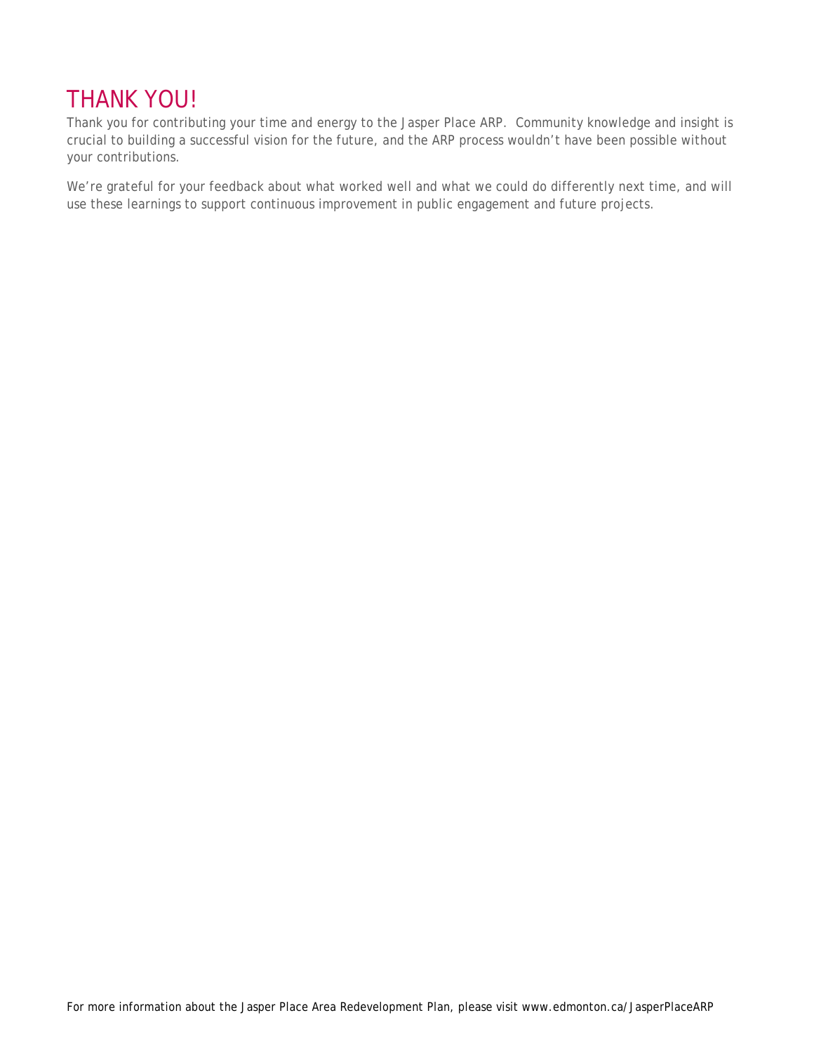# THANK YOU!

Thank you for contributing your time and energy to the Jasper Place ARP. Community knowledge and insight is crucial to building a successful vision for the future, and the ARP process wouldn't have been possible without your contributions.

We're grateful for your feedback about what worked well and what we could do differently next time, and will use these learnings to support continuous improvement in public engagement and future projects.

For more information about the Jasper Place Area Redevelopment Plan, please visit www.edmonton.ca/JasperPlaceARP